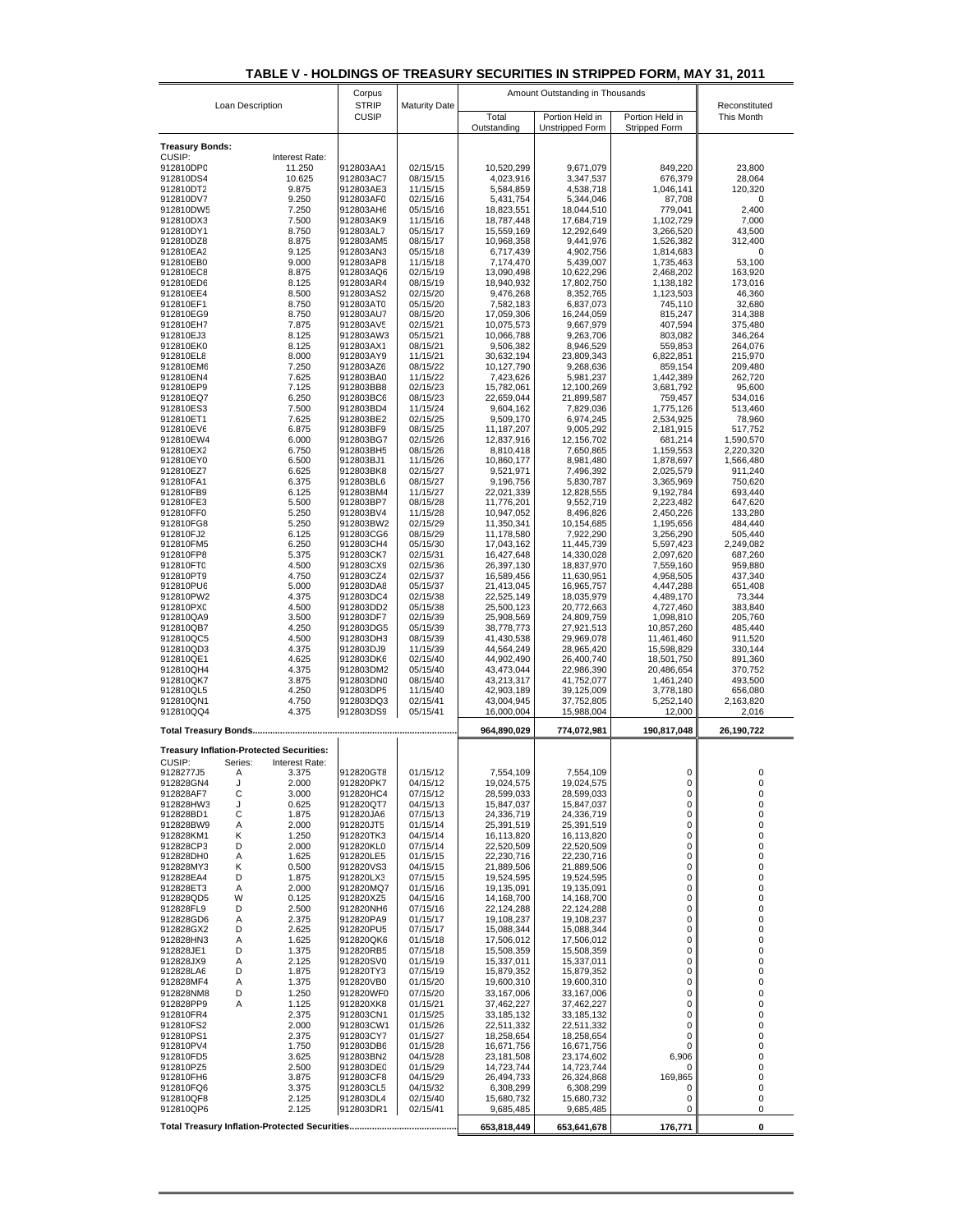# TABLE V - HOLDINGS OF TREASURY SECURITIES IN STRIPPED FORM, MAY 31, 2011

| Loan Description | | | Corpus STRIP CUSIP | Maturity Date | Amount Outstanding in Thousands | | | Reconstituted This Month |
|---|---|---|---|---|---|---|---|---|
| | | | | | Total Outstanding | Portion Held in Unstripped Form | Portion Held in Stripped Form | |
| **Treasury Bonds:** | | | | | | | | |
| CUSIP: | | Interest Rate: | | | | | | |
| 912810DP0 | | 11.250 | 912803AA1 | 02/15/15 | 10,520,299 | 9,671,079 | 849,220 | 23,800 |
| 912810DS4 | | 10.625 | 912803AC7 | 08/15/15 | 4,023,916 | 3,347,537 | 676,379 | 28,064 |
| 912810DT2 | | 9.875 | 912803AE3 | 11/15/15 | 5,584,859 | 4,538,718 | 1,046,141 | 120,320 |
| 912810DV7 | | 9.250 | 912803AF0 | 02/15/16 | 5,431,754 | 5,344,046 | 87,708 | 0 |
| 912810DW5 | | 7.250 | 912803AH6 | 05/15/16 | 18,823,551 | 18,044,510 | 779,041 | 2,400 |
| 912810DX3 | | 7.500 | 912803AK9 | 11/15/16 | 18,787,448 | 17,684,719 | 1,102,729 | 7,000 |
| 912810DY1 | | 8.750 | 912803AL7 | 05/15/17 | 15,559,169 | 12,292,649 | 3,266,520 | 43,500 |
| 912810DZ8 | | 8.875 | 912803AM5 | 08/15/17 | 10,968,358 | 9,441,976 | 1,526,382 | 312,400 |
| 912810EA2 | | 9.125 | 912803AN3 | 05/15/18 | 6,717,439 | 4,902,756 | 1,814,683 | 0 |
| 912810EB0 | | 9.000 | 912803AP8 | 11/15/18 | 7,174,470 | 5,439,007 | 1,735,463 | 53,100 |
| 912810EC8 | | 8.875 | 912803AQ6 | 02/15/19 | 13,090,498 | 10,622,296 | 2,468,202 | 163,920 |
| 912810ED6 | | 8.125 | 912803AR4 | 08/15/19 | 18,940,932 | 17,802,750 | 1,138,182 | 173,016 |
| 912810EE4 | | 8.500 | 912803AS2 | 02/15/20 | 9,476,268 | 8,352,765 | 1,123,503 | 46,360 |
| 912810EF1 | | 8.750 | 912803AT0 | 05/15/20 | 7,582,183 | 6,837,073 | 745,110 | 32,680 |
| 912810EG9 | | 8.750 | 912803AU7 | 08/15/20 | 17,059,306 | 16,244,059 | 815,247 | 314,388 |
| 912810EH7 | | 7.875 | 912803AV5 | 02/15/21 | 10,075,573 | 9,667,979 | 407,594 | 375,480 |
| 912810EJ3 | | 8.125 | 912803AW3 | 05/15/21 | 10,066,788 | 9,263,706 | 803,082 | 346,264 |
| 912810EK0 | | 8.125 | 912803AX1 | 08/15/21 | 9,506,382 | 8,946,529 | 559,853 | 264,076 |
| 912810EL8 | | 8.000 | 912803AY9 | 11/15/21 | 30,632,194 | 23,809,343 | 6,822,851 | 215,970 |
| 912810EM6 | | 7.250 | 912803AZ6 | 08/15/22 | 10,127,790 | 9,268,636 | 859,154 | 209,480 |
| 912810EN4 | | 7.625 | 912803BA0 | 11/15/22 | 7,423,626 | 5,981,237 | 1,442,389 | 262,720 |
| 912810EP9 | | 7.125 | 912803BB8 | 02/15/23 | 15,782,061 | 12,100,269 | 3,681,792 | 95,600 |
| 912810EQ7 | | 6.250 | 912803BC6 | 08/15/23 | 22,659,044 | 21,899,587 | 759,457 | 534,016 |
| 912810ES3 | | 7.500 | 912803BD4 | 11/15/24 | 9,604,162 | 7,829,036 | 1,775,126 | 513,460 |
| 912810ET1 | | 7.625 | 912803BE2 | 02/15/25 | 9,509,170 | 6,974,245 | 2,534,925 | 78,960 |
| 912810EV6 | | 6.875 | 912803BF9 | 08/15/25 | 11,187,207 | 9,005,292 | 2,181,915 | 517,752 |
| 912810EW4 | | 6.000 | 912803BG7 | 02/15/26 | 12,837,916 | 12,156,702 | 681,214 | 1,590,570 |
| 912810EX2 | | 6.750 | 912803BH5 | 08/15/26 | 8,810,418 | 7,650,865 | 1,159,553 | 2,220,320 |
| 912810EY0 | | 6.500 | 912803BJ1 | 11/15/26 | 10,860,177 | 8,981,480 | 1,878,697 | 1,566,480 |
| 912810EZ7 | | 6.625 | 912803BK8 | 02/15/27 | 9,521,971 | 7,496,392 | 2,025,579 | 911,240 |
| 912810FA1 | | 6.375 | 912803BL6 | 08/15/27 | 9,196,756 | 5,830,787 | 3,365,969 | 750,620 |
| 912810FB9 | | 6.125 | 912803BM4 | 11/15/27 | 22,021,339 | 12,828,555 | 9,192,784 | 693,440 |
| 912810FE3 | | 5.500 | 912803BP7 | 08/15/28 | 11,776,201 | 9,552,719 | 2,223,482 | 647,620 |
| 912810FF0 | | 5.250 | 912803BV4 | 11/15/28 | 10,947,052 | 8,496,826 | 2,450,226 | 133,280 |
| 912810FG8 | | 5.250 | 912803BW2 | 02/15/29 | 11,350,341 | 10,154,685 | 1,195,656 | 484,440 |
| 912810FJ2 | | 6.125 | 912803CG6 | 08/15/29 | 11,178,580 | 7,922,290 | 3,256,290 | 505,440 |
| 912810FM5 | | 6.250 | 912803CH4 | 05/15/30 | 17,043,162 | 11,445,739 | 5,597,423 | 2,249,082 |
| 912810FP8 | | 5.375 | 912803CK7 | 02/15/31 | 16,427,648 | 14,330,028 | 2,097,620 | 687,260 |
| 912810FT0 | | 4.500 | 912803CX9 | 02/15/36 | 26,397,130 | 18,837,970 | 7,559,160 | 959,880 |
| 912810PT9 | | 4.750 | 912803CZ4 | 02/15/37 | 16,589,456 | 11,630,951 | 4,958,505 | 437,340 |
| 912810PU6 | | 5.000 | 912803DA8 | 05/15/37 | 21,413,045 | 16,965,757 | 4,447,288 | 651,408 |
| 912810PW2 | | 4.375 | 912803DC4 | 02/15/38 | 22,525,149 | 18,035,979 | 4,489,170 | 73,344 |
| 912810PX0 | | 4.500 | 912803DD2 | 05/15/38 | 25,500,123 | 20,772,663 | 4,727,460 | 383,840 |
| 912810QA9 | | 3.500 | 912803DF7 | 02/15/39 | 25,908,569 | 24,809,759 | 1,098,810 | 205,760 |
| 912810QB7 | | 4.250 | 912803DG5 | 05/15/39 | 38,778,773 | 27,921,513 | 10,857,260 | 485,440 |
| 912810QC5 | | 4.500 | 912803DH3 | 08/15/39 | 41,430,538 | 29,969,078 | 11,461,460 | 911,520 |
| 912810QD3 | | 4.375 | 912803DJ9 | 11/15/39 | 44,564,249 | 28,965,420 | 15,598,829 | 330,144 |
| 912810QE1 | | 4.625 | 912803DK6 | 02/15/40 | 44,902,490 | 26,400,740 | 18,501,750 | 891,360 |
| 912810QH4 | | 4.375 | 912803DM2 | 05/15/40 | 43,473,044 | 22,986,390 | 20,486,654 | 370,752 |
| 912810QK7 | | 3.875 | 912803DN0 | 08/15/40 | 43,213,317 | 41,752,077 | 1,461,240 | 493,500 |
| 912810QL5 | | 4.250 | 912803DP5 | 11/15/40 | 42,903,189 | 39,125,009 | 3,778,180 | 656,080 |
| 912810QN1 | | 4.750 | 912803DQ3 | 02/15/41 | 43,004,945 | 37,752,805 | 5,252,140 | 2,163,820 |
| 912810QQ4 | | 4.375 | 912803DS9 | 05/15/41 | 16,000,004 | 15,988,004 | 12,000 | 2,016 |
| **Total Treasury Bonds** | | | | | **964,890,029** | **774,072,981** | **190,817,048** | **26,190,722** |
| **Treasury Inflation-Protected Securities:** | | | | | | | | |
| CUSIP: | Series: | Interest Rate: | | | | | | |
| 9128277J5 | A | 3.375 | 912820GT8 | 01/15/12 | 7,554,109 | 7,554,109 | 0 | 0 |
| 912828GN4 | J | 2.000 | 912820PK7 | 04/15/12 | 19,024,575 | 19,024,575 | 0 | 0 |
| 912828AF7 | C | 3.000 | 912820HC4 | 07/15/12 | 28,599,033 | 28,599,033 | 0 | 0 |
| 912828HW3 | J | 0.625 | 912820QT7 | 04/15/13 | 15,847,037 | 15,847,037 | 0 | 0 |
| 912828BD1 | C | 1.875 | 912820JA6 | 07/15/13 | 24,336,719 | 24,336,719 | 0 | 0 |
| 912828BW9 | A | 2.000 | 912820JT5 | 01/15/14 | 25,391,519 | 25,391,519 | 0 | 0 |
| 912828KM1 | K | 1.250 | 912820TK3 | 04/15/14 | 16,113,820 | 16,113,820 | 0 | 0 |
| 912828CP3 | D | 2.000 | 912820KL0 | 07/15/14 | 22,520,509 | 22,520,509 | 0 | 0 |
| 912828DH0 | A | 1.625 | 912820LE5 | 01/15/15 | 22,230,716 | 22,230,716 | 0 | 0 |
| 912828MY3 | K | 0.500 | 912820VS3 | 04/15/15 | 21,889,506 | 21,889,506 | 0 | 0 |
| 912828EA4 | D | 1.875 | 912820LX3 | 07/15/15 | 19,524,595 | 19,524,595 | 0 | 0 |
| 912828ET3 | A | 2.000 | 912820MQ7 | 01/15/16 | 19,135,091 | 19,135,091 | 0 | 0 |
| 912828QD5 | W | 0.125 | 912820XZ5 | 04/15/16 | 14,168,700 | 14,168,700 | 0 | 0 |
| 912828FL9 | D | 2.500 | 912820NH6 | 07/15/16 | 22,124,288 | 22,124,288 | 0 | 0 |
| 912828GD6 | A | 2.375 | 912820PA9 | 01/15/17 | 19,108,237 | 19,108,237 | 0 | 0 |
| 912828GX2 | D | 2.625 | 912820PU5 | 07/15/17 | 15,088,344 | 15,088,344 | 0 | 0 |
| 912828HN3 | A | 1.625 | 912820QK6 | 01/15/18 | 17,506,012 | 17,506,012 | 0 | 0 |
| 912828JE1 | D | 1.375 | 912820RB5 | 07/15/18 | 15,508,359 | 15,508,359 | 0 | 0 |
| 912828JX9 | A | 2.125 | 912820SV0 | 01/15/19 | 15,337,011 | 15,337,011 | 0 | 0 |
| 912828LA6 | D | 1.875 | 912820TY3 | 07/15/19 | 15,879,352 | 15,879,352 | 0 | 0 |
| 912828MF4 | A | 1.375 | 912820VB0 | 01/15/20 | 19,600,310 | 19,600,310 | 0 | 0 |
| 912828NM8 | D | 1.250 | 912820WF0 | 07/15/20 | 33,167,006 | 33,167,006 | 0 | 0 |
| 912828PP9 | A | 1.125 | 912820XK8 | 01/15/21 | 37,462,227 | 37,462,227 | 0 | 0 |
| 912810FR4 | | 2.375 | 912803CN1 | 01/15/25 | 33,185,132 | 33,185,132 | 0 | 0 |
| 912810FS2 | | 2.000 | 912803CW1 | 01/15/26 | 22,511,332 | 22,511,332 | 0 | 0 |
| 912810PS1 | | 2.375 | 912803CY7 | 01/15/27 | 18,258,654 | 18,258,654 | 0 | 0 |
| 912810PV4 | | 1.750 | 912803DB6 | 01/15/28 | 16,671,756 | 16,671,756 | 0 | 0 |
| 912810FD5 | | 3.625 | 912803BN2 | 04/15/28 | 23,181,508 | 23,174,602 | 6,906 | 0 |
| 912810PZ5 | | 2.500 | 912803DE0 | 01/15/29 | 14,723,744 | 14,723,744 | 0 | 0 |
| 912810FH6 | | 3.875 | 912803CF8 | 04/15/29 | 26,494,733 | 26,324,868 | 169,865 | 0 |
| 912810FQ6 | | 3.375 | 912803CL5 | 04/15/32 | 6,308,299 | 6,308,299 | 0 | 0 |
| 912810QF8 | | 2.125 | 912803DL4 | 02/15/40 | 15,680,732 | 15,680,732 | 0 | 0 |
| 912810QP6 | | 2.125 | 912803DR1 | 02/15/41 | 9,685,485 | 9,685,485 | 0 | 0 |
| **Total Treasury Inflation-Protected Securities** | | | | | **653,818,449** | **653,641,678** | **176,771** | **0** |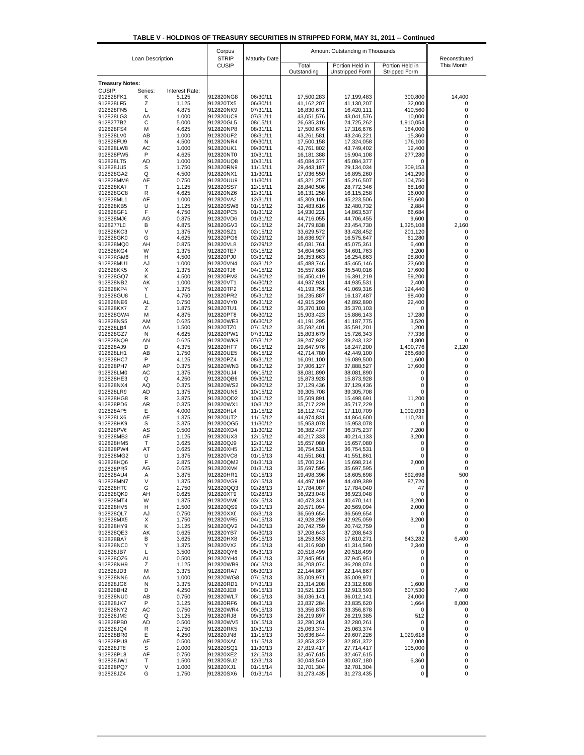## TABLE V - HOLDINGS OF TREASURY SECURITIES IN STRIPPED FORM, MAY 31, 2011 -- Continued

| Loan Description | | | Corpus STRIP CUSIP | Maturity Date | Amount Outstanding in Thousands | | | Reconstituted This Month |
|---|---|---|---|---|---|---|---|---|
| | | | | | Total Outstanding | Portion Held in Unstripped Form | Portion Held in Stripped Form | |
| **Treasury Notes:** | | | | | | | | |
| CUSIP: | Series: | Interest Rate: | | | | | | |
| 912828FK1 | K | 5.125 | 912820NG8 | 06/30/11 | 17,500,283 | 17,199,483 | 300,800 | 14,400 |
| 912828LF5 | Z | 1.125 | 912820TX5 | 06/30/11 | 41,162,207 | 41,130,207 | 32,000 | 0 |
| 912828FN5 | L | 4.875 | 912820NK9 | 07/31/11 | 16,830,671 | 16,420,111 | 410,560 | 0 |
| 912828LG3 | AA | 1.000 | 912820UC9 | 07/31/11 | 43,051,576 | 43,041,576 | 10,000 | 0 |
| 9128277B2 | C | 5.000 | 912820GL5 | 08/15/11 | 26,635,316 | 24,725,262 | 1,910,054 | 0 |
| 912828FS4 | M | 4.625 | 912820NP8 | 08/31/11 | 17,500,676 | 17,316,676 | 184,000 | 0 |
| 912828LV0 | AB | 1.000 | 912820UF2 | 08/31/11 | 43,261,581 | 43,246,221 | 15,360 | 0 |
| 912828FU9 | N | 4.500 | 912820NR4 | 09/30/11 | 17,500,158 | 17,324,058 | 176,100 | 0 |
| 912828LW8 | AC | 1.000 | 912820UK1 | 09/30/11 | 43,761,802 | 43,749,402 | 12,400 | 0 |
| 912828FW5 | P | 4.625 | 912820NT0 | 10/31/11 | 16,181,388 | 15,904,108 | 277,280 | 0 |
| 912828LT5 | AD | 1.000 | 912820UQ8 | 10/31/11 | 45,084,377 | 45,084,377 | 0 | 0 |
| 912828JU5 | S | 1.750 | 912820RN9 | 11/15/11 | 29,443,187 | 29,134,034 | 309,153 | 0 |
| 912828GA2 | Q | 4.500 | 912820NX1 | 11/30/11 | 17,036,550 | 16,895,260 | 141,290 | 0 |
| 912828MM9 | AE | 0.750 | 912820UU9 | 11/30/11 | 45,321,257 | 45,216,507 | 104,750 | 0 |
| 912828KA7 | T | 1.125 | 912820SS7 | 12/15/11 | 28,840,506 | 28,772,346 | 68,160 | 0 |
| 912828GC8 | R | 4.625 | 912820NZ6 | 12/31/11 | 16,131,258 | 16,115,258 | 16,000 | 0 |
| 912828ML1 | AF | 1.000 | 912820VA2 | 12/31/11 | 45,309,106 | 45,223,506 | 85,600 | 0 |
| 912828KB5 | U | 1.125 | 912820SW8 | 01/15/12 | 32,483,616 | 32,480,732 | 2,884 | 0 |
| 912828GF1 | F | 4.750 | 912820PC5 | 01/31/12 | 14,930,221 | 14,863,537 | 66,684 | 0 |
| 912828MJ6 | AG | 0.875 | 912820VD6 | 01/31/12 | 44,716,055 | 44,706,455 | 9,600 | 0 |
| 9128277L0 | B | 4.875 | 912820GV3 | 02/15/12 | 24,779,838 | 23,454,730 | 1,325,108 | 2,160 |
| 912828KC3 | V | 1.375 | 912820SZ1 | 02/15/12 | 33,629,572 | 33,428,452 | 201,120 | 0 |
| 912828GK0 | G | 4.625 | 912820PG6 | 02/29/12 | 16,636,927 | 16,575,647 | 61,280 | 0 |
| 912828MQ0 | AH | 0.875 | 912820VL8 | 02/29/12 | 45,081,761 | 45,075,361 | 6,400 | 0 |
| 912828KG4 | W | 1.375 | 912820TE7 | 03/15/12 | 34,604,963 | 34,601,763 | 3,200 | 0 |
| 912828GM6 | H | 4.500 | 912820PJ0 | 03/31/12 | 16,353,663 | 16,254,863 | 98,800 | 0 |
| 912828MU1 | AJ | 1.000 | 912820VN4 | 03/31/12 | 45,488,746 | 45,465,146 | 23,600 | 0 |
| 912828KK5 | X | 1.375 | 912820TJ6 | 04/15/12 | 35,557,616 | 35,540,016 | 17,600 | 0 |
| 912828GQ7 | K | 4.500 | 912820PM3 | 04/30/12 | 16,450,419 | 16,391,219 | 59,200 | 0 |
| 912828NB2 | AK | 1.000 | 912820VT1 | 04/30/12 | 44,937,931 | 44,935,531 | 2,400 | 0 |
| 912828KP4 | Y | 1.375 | 912820TP2 | 05/15/12 | 41,193,756 | 41,069,316 | 124,440 | 0 |
| 912828GU8 | L | 4.750 | 912820PR2 | 05/31/12 | 16,235,887 | 16,137,487 | 98,400 | 0 |
| 912828NE6 | AL | 0.750 | 912820VY0 | 05/31/12 | 42,915,290 | 42,892,890 | 22,400 | 0 |
| 912828KX7 | Z | 1.875 | 912820TU1 | 06/15/12 | 35,370,103 | 35,370,103 | 0 | 0 |
| 912828GW4 | M | 4.875 | 912820PT8 | 06/30/12 | 15,903,423 | 15,886,143 | 17,280 | 0 |
| 912828NS5 | AM | 0.625 | 912820WE3 | 06/30/12 | 41,191,295 | 41,187,775 | 3,520 | 0 |
| 912828LB4 | AA | 1.500 | 912820TZ0 | 07/15/12 | 35,592,401 | 35,591,201 | 1,200 | 0 |
| 912828GZ7 | N | 4.625 | 912820PW1 | 07/31/12 | 15,803,679 | 15,726,343 | 77,336 | 0 |
| 912828NQ9 | AN | 0.625 | 912820WK9 | 07/31/12 | 39,247,932 | 39,243,132 | 4,800 | 0 |
| 912828AJ9 | D | 4.375 | 912820HF7 | 08/15/12 | 19,647,976 | 18,247,200 | 1,400,776 | 2,120 |
| 912828LH1 | AB | 1.750 | 912820UE5 | 08/15/12 | 42,714,780 | 42,449,100 | 265,680 | 0 |
| 912828HC7 | P | 4.125 | 912820PZ4 | 08/31/12 | 16,091,100 | 16,089,500 | 1,600 | 0 |
| 912828PH7 | AP | 0.375 | 912820WN3 | 08/31/12 | 37,906,127 | 37,888,527 | 17,600 | 0 |
| 912828LM0 | AC | 1.375 | 912820UJ4 | 09/15/12 | 38,081,890 | 38,081,890 | 0 | 0 |
| 912828HE3 | Q | 4.250 | 912820QB6 | 09/30/12 | 15,873,928 | 15,873,928 | 0 | 0 |
| 912828NX4 | AQ | 0.375 | 912820WS2 | 09/30/12 | 37,129,436 | 37,129,436 | 0 | 0 |
| 912828LR9 | AD | 1.375 | 912820UN5 | 10/15/12 | 39,305,708 | 39,305,708 | 0 | 0 |
| 912828HG8 | R | 3.875 | 912820QD2 | 10/31/12 | 15,509,891 | 15,498,691 | 11,200 | 0 |
| 912828PD6 | AR | 0.375 | 912820WX1 | 10/31/12 | 35,717,229 | 35,717,229 | 0 | 0 |
| 912828AP5 | E | 4.000 | 912820HL4 | 11/15/12 | 18,112,742 | 17,110,709 | 1,002,033 | 0 |
| 912828LX6 | AE | 1.375 | 912820UT2 | 11/15/12 | 44,974,831 | 44,864,600 | 110,231 | 0 |
| 912828HK9 | S | 3.375 | 912820QG5 | 11/30/12 | 15,953,078 | 15,953,078 | 0 | 0 |
| 912828PV6 | AS | 0.500 | 912820XD4 | 11/30/12 | 36,382,437 | 36,375,237 | 7,200 | 0 |
| 912828MB3 | AF | 1.125 | 912820UX3 | 12/15/12 | 40,217,333 | 40,214,133 | 3,200 | 0 |
| 912828HM5 | T | 3.625 | 912820QJ9 | 12/31/12 | 15,657,080 | 15,657,080 | 0 | 0 |
| 912828PW4 | AT | 0.625 | 912820XH5 | 12/31/12 | 36,754,531 | 36,754,531 | 0 | 0 |
| 912828MG2 | U | 1.375 | 912820VC8 | 01/15/13 | 41,551,861 | 41,551,861 | 0 | 0 |
| 912828HQ6 | F | 2.875 | 912820QM2 | 01/31/13 | 15,700,214 | 15,698,214 | 2,000 | 0 |
| 912828PR5 | AG | 0.625 | 912820XM4 | 01/31/13 | 35,697,595 | 35,697,595 | 0 | 0 |
| 912828AU4 | A | 3.875 | 912820HR1 | 02/15/13 | 19,498,396 | 18,605,698 | 892,698 | 500 |
| 912828MN7 | V | 1.375 | 912820VG9 | 02/15/13 | 44,497,109 | 44,409,389 | 87,720 | 0 |
| 912828HT0 | G | 2.750 | 912820QQ3 | 02/28/13 | 17,784,087 | 17,784,040 | 47 | 0 |
| 912828QK9 | AH | 0.625 | 912820XT9 | 02/28/13 | 36,923,048 | 36,923,048 | 0 | 0 |
| 912828MT4 | W | 1.375 | 912820VM6 | 03/15/13 | 40,473,341 | 40,470,141 | 3,200 | 0 |
| 912828HV5 | H | 2.500 | 912820QS9 | 03/31/13 | 20,571,094 | 20,569,094 | 2,000 | 0 |
| 912828QL7 | AJ | 0.750 | 912820XX0 | 03/31/13 | 36,569,654 | 36,569,654 | 0 | 0 |
| 912828MX5 | X | 1.750 | 912820VR5 | 04/15/13 | 42,928,259 | 42,925,059 | 3,200 | 0 |
| 912828HY9 | K | 3.125 | 912820QV2 | 04/30/13 | 20,742,759 | 20,742,759 | 0 | 0 |
| 912828QE3 | AK | 0.625 | 912820YB7 | 04/30/13 | 37,208,643 | 37,208,643 | 0 | 0 |
| 912828BA7 | B | 3.625 | 912820HX8 | 05/15/13 | 18,253,553 | 17,610,271 | 643,282 | 6,400 |
| 912828NC0 | Y | 1.375 | 912820VX2 | 05/15/13 | 41,316,930 | 41,314,590 | 2,340 | 0 |
| 912828JB7 | L | 3.500 | 912820QY6 | 05/31/13 | 20,518,499 | 20,518,499 | 0 | 0 |
| 912828QZ6 | AL | 0.500 | 912820YH4 | 05/31/13 | 37,945,951 | 37,945,951 | 0 | 0 |
| 912828NH9 | Z | 1.125 | 912820WB9 | 06/15/13 | 36,208,074 | 36,208,074 | 0 | 0 |
| 912828JD3 | M | 3.375 | 912820RA7 | 06/30/13 | 22,144,867 | 22,144,867 | 0 | 0 |
| 912828NN6 | AA | 1.000 | 912820WG8 | 07/15/13 | 35,009,971 | 35,009,971 | 0 | 0 |
| 912828JG6 | N | 3.375 | 912820RD1 | 07/31/13 | 23,314,208 | 23,312,608 | 1,600 | 0 |
| 912828BH2 | D | 4.250 | 912820JE8 | 08/15/13 | 33,521,123 | 32,913,593 | 607,530 | 7,400 |
| 912828NU0 | AB | 0.750 | 912820WL7 | 08/15/13 | 36,036,141 | 36,012,141 | 24,000 | 0 |
| 912828JK7 | P | 3.125 | 912820RF6 | 08/31/13 | 23,837,284 | 23,835,620 | 1,664 | 8,000 |
| 912828NY2 | AC | 0.750 | 912820WR4 | 09/15/13 | 33,356,878 | 33,356,878 | 0 | 0 |
| 912828JM3 | Q | 3.125 | 912820RJ8 | 09/30/13 | 26,219,897 | 26,219,385 | 512 | 0 |
| 912828PB0 | AD | 0.500 | 912820WV5 | 10/15/13 | 32,280,261 | 32,280,261 | 0 | 0 |
| 912828JQ4 | R | 2.750 | 912820RK5 | 10/31/13 | 25,063,374 | 25,063,374 | 0 | 0 |
| 912828BR0 | E | 4.250 | 912820JN8 | 11/15/13 | 30,636,844 | 29,607,226 | 1,029,618 | 0 |
| 912828PU8 | AE | 0.500 | 912820XA0 | 11/15/13 | 32,853,372 | 32,851,372 | 2,000 | 0 |
| 912828JT8 | S | 2.000 | 912820SQ1 | 11/30/13 | 27,819,417 | 27,714,417 | 105,000 | 0 |
| 912828PL8 | AF | 0.750 | 912820XE2 | 12/15/13 | 32,467,615 | 32,467,615 | 0 | 0 |
| 912828JW1 | T | 1.500 | 912820SU2 | 12/31/13 | 30,043,540 | 30,037,180 | 6,360 | 0 |
| 912828PQ7 | V | 1.000 | 912820XJ1 | 01/15/14 | 32,701,304 | 32,701,304 | 0 | 0 |
| 912828JZ4 | G | 1.750 | 912820SX6 | 01/31/14 | 31,273,435 | 31,273,435 | 0 | 0 |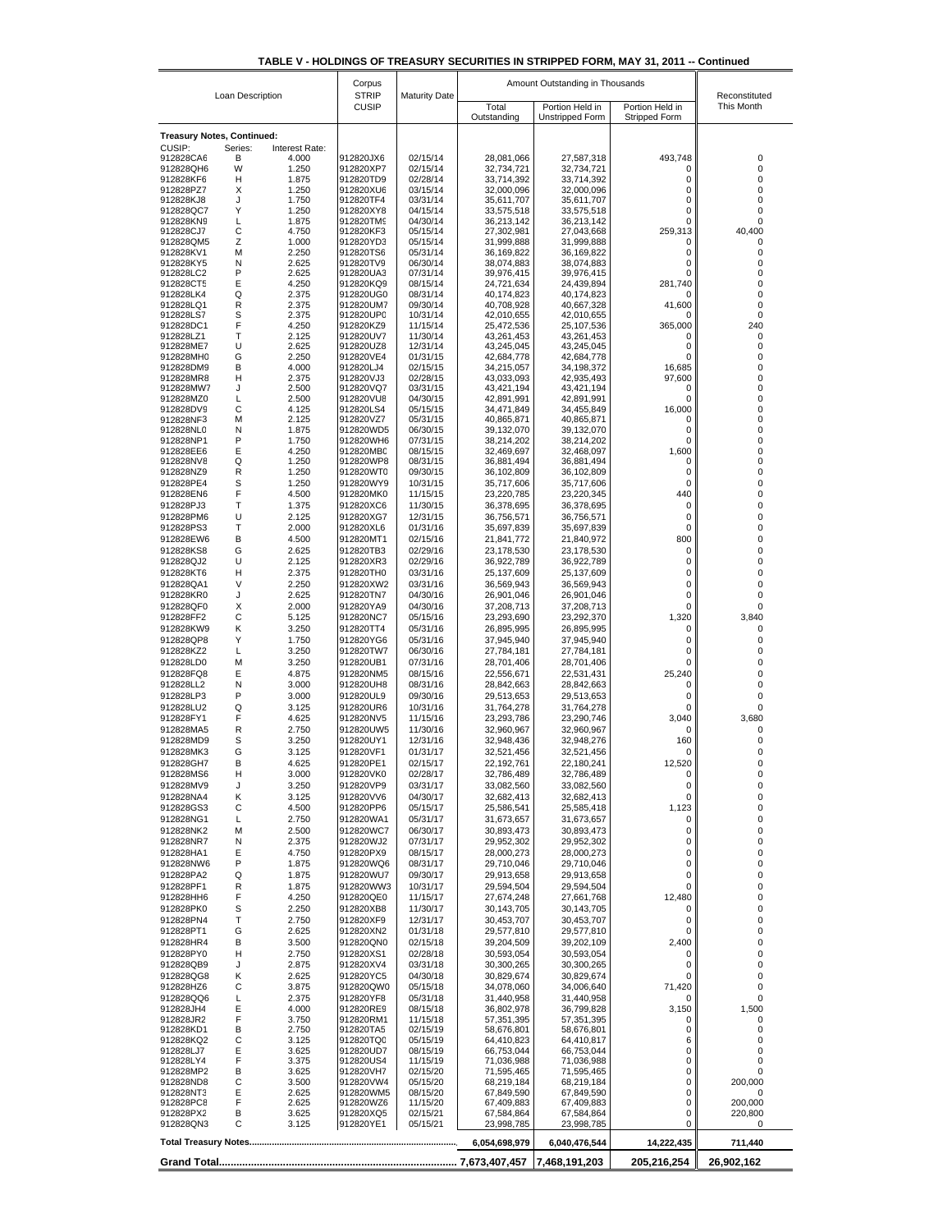**TABLE V - HOLDINGS OF TREASURY SECURITIES IN STRIPPED FORM, MAY 31, 2011 -- Continued**

| Loan Description | | | Corpus STRIP CUSIP | Maturity Date | Amount Outstanding in Thousands | | | Reconstituted This Month |
|---|---|---|---|---|---|---|---|---|
| | | | | | Total Outstanding | Portion Held in Unstripped Form | Portion Held in Stripped Form | |
| **Treasury Notes, Continued:** | | | | | | | | |
| CUSIP: | Series: | Interest Rate: | | | | | | |
| 912828CA6 | B | 4.000 | 912820JX6 | 02/15/14 | 28,081,066 | 27,587,318 | 493,748 | 0 |
| 912828QH6 | W | 1.250 | 912820XP7 | 02/15/14 | 32,734,721 | 32,734,721 | 0 | 0 |
| 912828KF6 | H | 1.875 | 912820TD9 | 02/28/14 | 33,714,392 | 33,714,392 | 0 | 0 |
| 912828PZ7 | X | 1.250 | 912820XU6 | 03/15/14 | 32,000,096 | 32,000,096 | 0 | 0 |
| 912828KJ8 | J | 1.750 | 912820TF4 | 03/31/14 | 35,611,707 | 35,611,707 | 0 | 0 |
| 912828QC7 | Y | 1.250 | 912820XY8 | 04/15/14 | 33,575,518 | 33,575,518 | 0 | 0 |
| 912828KN9 | L | 1.875 | 912820TM9 | 04/30/14 | 36,213,142 | 36,213,142 | 0 | 0 |
| 912828CJ7 | C | 4.750 | 912820KF3 | 05/15/14 | 27,302,981 | 27,043,668 | 259,313 | 40,400 |
| 912828QM5 | Z | 1.000 | 912820YD3 | 05/15/14 | 31,999,888 | 31,999,888 | 0 | 0 |
| 912828KV1 | M | 2.250 | 912820TS6 | 05/31/14 | 36,169,822 | 36,169,822 | 0 | 0 |
| 912828KY5 | N | 2.625 | 912820TV9 | 06/30/14 | 38,074,883 | 38,074,883 | 0 | 0 |
| 912828LC2 | P | 2.625 | 912820UA3 | 07/31/14 | 39,976,415 | 39,976,415 | 0 | 0 |
| 912828CT5 | E | 4.250 | 912820KQ9 | 08/15/14 | 24,721,634 | 24,439,894 | 281,740 | 0 |
| 912828LK4 | Q | 2.375 | 912820UG0 | 08/31/14 | 40,174,823 | 40,174,823 | 0 | 0 |
| 912828LQ1 | R | 2.375 | 912820UM7 | 09/30/14 | 40,708,928 | 40,667,328 | 41,600 | 0 |
| 912828LS7 | S | 2.375 | 912820UP0 | 10/31/14 | 42,010,655 | 42,010,655 | 0 | 0 |
| 912828DC1 | F | 4.250 | 912820KZ9 | 11/15/14 | 25,472,536 | 25,107,536 | 365,000 | 240 |
| 912828LZ1 | T | 2.125 | 912820UV7 | 11/30/14 | 43,261,453 | 43,261,453 | 0 | 0 |
| 912828ME7 | U | 2.625 | 912820UZ8 | 12/31/14 | 43,245,045 | 43,245,045 | 0 | 0 |
| 912828MH0 | G | 2.250 | 912820VE4 | 01/31/15 | 42,684,778 | 42,684,778 | 0 | 0 |
| 912828DM9 | B | 4.000 | 912820LJ4 | 02/15/15 | 34,215,057 | 34,198,372 | 16,685 | 0 |
| 912828MR8 | H | 2.375 | 912820VJ3 | 02/28/15 | 43,033,093 | 42,935,493 | 97,600 | 0 |
| 912828MW7 | J | 2.500 | 912820VQ7 | 03/31/15 | 43,421,194 | 43,421,194 | 0 | 0 |
| 912828MZ0 | L | 2.500 | 912820VU8 | 04/30/15 | 42,891,991 | 42,891,991 | 0 | 0 |
| 912828DV9 | C | 4.125 | 912820LS4 | 05/15/15 | 34,471,849 | 34,455,849 | 16,000 | 0 |
| 912828NF3 | M | 2.125 | 912820VZ7 | 05/31/15 | 40,865,871 | 40,865,871 | 0 | 0 |
| 912828NL0 | N | 1.875 | 912820WD5 | 06/30/15 | 39,132,070 | 39,132,070 | 0 | 0 |
| 912828NP1 | P | 1.750 | 912820WH6 | 07/31/15 | 38,214,202 | 38,214,202 | 0 | 0 |
| 912828EE6 | E | 4.250 | 912820MB0 | 08/15/15 | 32,469,697 | 32,468,097 | 1,600 | 0 |
| 912828NV8 | Q | 1.250 | 912820WP8 | 08/31/15 | 36,881,494 | 36,881,494 | 0 | 0 |
| 912828NZ9 | R | 1.250 | 912820WT0 | 09/30/15 | 36,102,809 | 36,102,809 | 0 | 0 |
| 912828PE4 | S | 1.250 | 912820WY9 | 10/31/15 | 35,717,606 | 35,717,606 | 0 | 0 |
| 912828EN6 | F | 4.500 | 912820MK0 | 11/15/15 | 23,220,785 | 23,220,345 | 440 | 0 |
| 912828PJ3 | T | 1.375 | 912820XC6 | 11/30/15 | 36,378,695 | 36,378,695 | 0 | 0 |
| 912828PM6 | U | 2.125 | 912820XG7 | 12/31/15 | 36,756,571 | 36,756,571 | 0 | 0 |
| 912828PS3 | T | 2.000 | 912820XL6 | 01/31/16 | 35,697,839 | 35,697,839 | 0 | 0 |
| 912828EW6 | B | 4.500 | 912820MT1 | 02/15/16 | 21,841,772 | 21,840,972 | 800 | 0 |
| 912828KS8 | G | 2.625 | 912820TB3 | 02/29/16 | 23,178,530 | 23,178,530 | 0 | 0 |
| 912828QJ2 | U | 2.125 | 912820XR3 | 02/29/16 | 36,922,789 | 36,922,789 | 0 | 0 |
| 912828KT6 | H | 2.375 | 912820TH0 | 03/31/16 | 25,137,609 | 25,137,609 | 0 | 0 |
| 912828QA1 | V | 2.250 | 912820XW2 | 03/31/16 | 36,569,943 | 36,569,943 | 0 | 0 |
| 912828KR0 | J | 2.625 | 912820TN7 | 04/30/16 | 26,901,046 | 26,901,046 | 0 | 0 |
| 912828QF0 | X | 2.000 | 912820YA9 | 04/30/16 | 37,208,713 | 37,208,713 | 0 | 0 |
| 912828FF2 | C | 5.125 | 912820NC7 | 05/15/16 | 23,293,690 | 23,292,370 | 1,320 | 3,840 |
| 912828KW9 | K | 3.250 | 912820TT4 | 05/31/16 | 26,895,995 | 26,895,995 | 0 | 0 |
| 912828QP8 | Y | 1.750 | 912820YG6 | 05/31/16 | 37,945,940 | 37,945,940 | 0 | 0 |
| 912828KZ2 | L | 3.250 | 912820TW7 | 06/30/16 | 27,784,181 | 27,784,181 | 0 | 0 |
| 912828LD0 | M | 3.250 | 912820UB1 | 07/31/16 | 28,701,406 | 28,701,406 | 0 | 0 |
| 912828FQ8 | E | 4.875 | 912820NM5 | 08/15/16 | 22,556,671 | 22,531,431 | 25,240 | 0 |
| 912828LL2 | N | 3.000 | 912820UH8 | 08/31/16 | 28,842,663 | 28,842,663 | 0 | 0 |
| 912828LP3 | P | 3.000 | 912820UL9 | 09/30/16 | 29,513,653 | 29,513,653 | 0 | 0 |
| 912828LU2 | Q | 3.125 | 912820UR6 | 10/31/16 | 31,764,278 | 31,764,278 | 0 | 0 |
| 912828FY1 | F | 4.625 | 912820NV5 | 11/15/16 | 23,293,786 | 23,290,746 | 3,040 | 3,680 |
| 912828MA5 | R | 2.750 | 912820UW5 | 11/30/16 | 32,960,967 | 32,960,967 | 0 | 0 |
| 912828MD9 | S | 3.250 | 912820UY1 | 12/31/16 | 32,948,436 | 32,948,276 | 160 | 0 |
| 912828MK3 | G | 3.125 | 912820VF1 | 01/31/17 | 32,521,456 | 32,521,456 | 0 | 0 |
| 912828GH7 | B | 4.625 | 912820PE1 | 02/15/17 | 22,192,761 | 22,180,241 | 12,520 | 0 |
| 912828MS6 | H | 3.000 | 912820VK0 | 02/28/17 | 32,786,489 | 32,786,489 | 0 | 0 |
| 912828MV9 | J | 3.250 | 912820VP9 | 03/31/17 | 33,082,560 | 33,082,560 | 0 | 0 |
| 912828NA4 | K | 3.125 | 912820VV6 | 04/30/17 | 32,682,413 | 32,682,413 | 0 | 0 |
| 912828GS3 | C | 4.500 | 912820PP6 | 05/15/17 | 25,586,541 | 25,585,418 | 1,123 | 0 |
| 912828NG1 | L | 2.750 | 912820WA1 | 05/31/17 | 31,673,657 | 31,673,657 | 0 | 0 |
| 912828NK2 | M | 2.500 | 912820WC7 | 06/30/17 | 30,893,473 | 30,893,473 | 0 | 0 |
| 912828NR7 | N | 2.375 | 912820WJ2 | 07/31/17 | 29,952,302 | 29,952,302 | 0 | 0 |
| 912828HA1 | E | 4.750 | 912820PX9 | 08/15/17 | 28,000,273 | 28,000,273 | 0 | 0 |
| 912828NW6 | P | 1.875 | 912820WQ6 | 08/31/17 | 29,710,046 | 29,710,046 | 0 | 0 |
| 912828PA2 | Q | 1.875 | 912820WU7 | 09/30/17 | 29,913,658 | 29,913,658 | 0 | 0 |
| 912828PF1 | R | 1.875 | 912820WW3 | 10/31/17 | 29,594,504 | 29,594,504 | 0 | 0 |
| 912828HH6 | F | 4.250 | 912820QE0 | 11/15/17 | 27,674,248 | 27,661,768 | 12,480 | 0 |
| 912828PK0 | S | 2.250 | 912820XB8 | 11/30/17 | 30,143,705 | 30,143,705 | 0 | 0 |
| 912828PN4 | T | 2.750 | 912820XF9 | 12/31/17 | 30,453,707 | 30,453,707 | 0 | 0 |
| 912828PT1 | G | 2.625 | 912820XN2 | 01/31/18 | 29,577,810 | 29,577,810 | 0 | 0 |
| 912828HR4 | B | 3.500 | 912820QN0 | 02/15/18 | 39,204,509 | 39,202,109 | 2,400 | 0 |
| 912828PY0 | H | 2.750 | 912820XS1 | 02/28/18 | 30,593,054 | 30,593,054 | 0 | 0 |
| 912828QB9 | J | 2.875 | 912820XV4 | 03/31/18 | 30,300,265 | 30,300,265 | 0 | 0 |
| 912828QG8 | K | 2.625 | 912820YC5 | 04/30/18 | 30,829,674 | 30,829,674 | 0 | 0 |
| 912828HZ6 | C | 3.875 | 912820QW0 | 05/15/18 | 34,078,060 | 34,006,640 | 71,420 | 0 |
| 912828QQ6 | L | 2.375 | 912820YF8 | 05/31/18 | 31,440,958 | 31,440,958 | 0 | 0 |
| 912828JH4 | E | 4.000 | 912820RE9 | 08/15/18 | 36,802,978 | 36,799,828 | 3,150 | 1,500 |
| 912828JR2 | F | 3.750 | 912820RM1 | 11/15/18 | 57,351,395 | 57,351,395 | 0 | 0 |
| 912828KD1 | B | 2.750 | 912820TA5 | 02/15/19 | 58,676,801 | 58,676,801 | 0 | 0 |
| 912828KQ2 | C | 3.125 | 912820TQ0 | 05/15/19 | 64,410,823 | 64,410,817 | 6 | 0 |
| 912828LJ7 | E | 3.625 | 912820UD7 | 08/15/19 | 66,753,044 | 66,753,044 | 0 | 0 |
| 912828LY4 | F | 3.375 | 912820US4 | 11/15/19 | 71,036,988 | 71,036,988 | 0 | 0 |
| 912828MP2 | B | 3.625 | 912820VH7 | 02/15/20 | 71,595,465 | 71,595,465 | 0 | 0 |
| 912828ND8 | C | 3.500 | 912820VW4 | 05/15/20 | 68,219,184 | 68,219,184 | 0 | 200,000 |
| 912828NT3 | E | 2.625 | 912820WM5 | 08/15/20 | 67,849,590 | 67,849,590 | 0 | 0 |
| 912828PC8 | F | 2.625 | 912820WZ6 | 11/15/20 | 67,409,883 | 67,409,883 | 0 | 200,000 |
| 912828PX2 | B | 3.625 | 912820XQ5 | 02/15/21 | 67,584,864 | 67,584,864 | 0 | 220,800 |
| 912828QN3 | C | 3.125 | 912820YE1 | 05/15/21 | 23,998,785 | 23,998,785 | 0 | 0 |
| **Total Treasury Notes** | | | | | **6,054,698,979** | **6,040,476,544** | **14,222,435** | **711,440** |
| **Grand Total** | | | | | **7,673,407,457** | **7,468,191,203** | **205,216,254** | **26,902,162** |